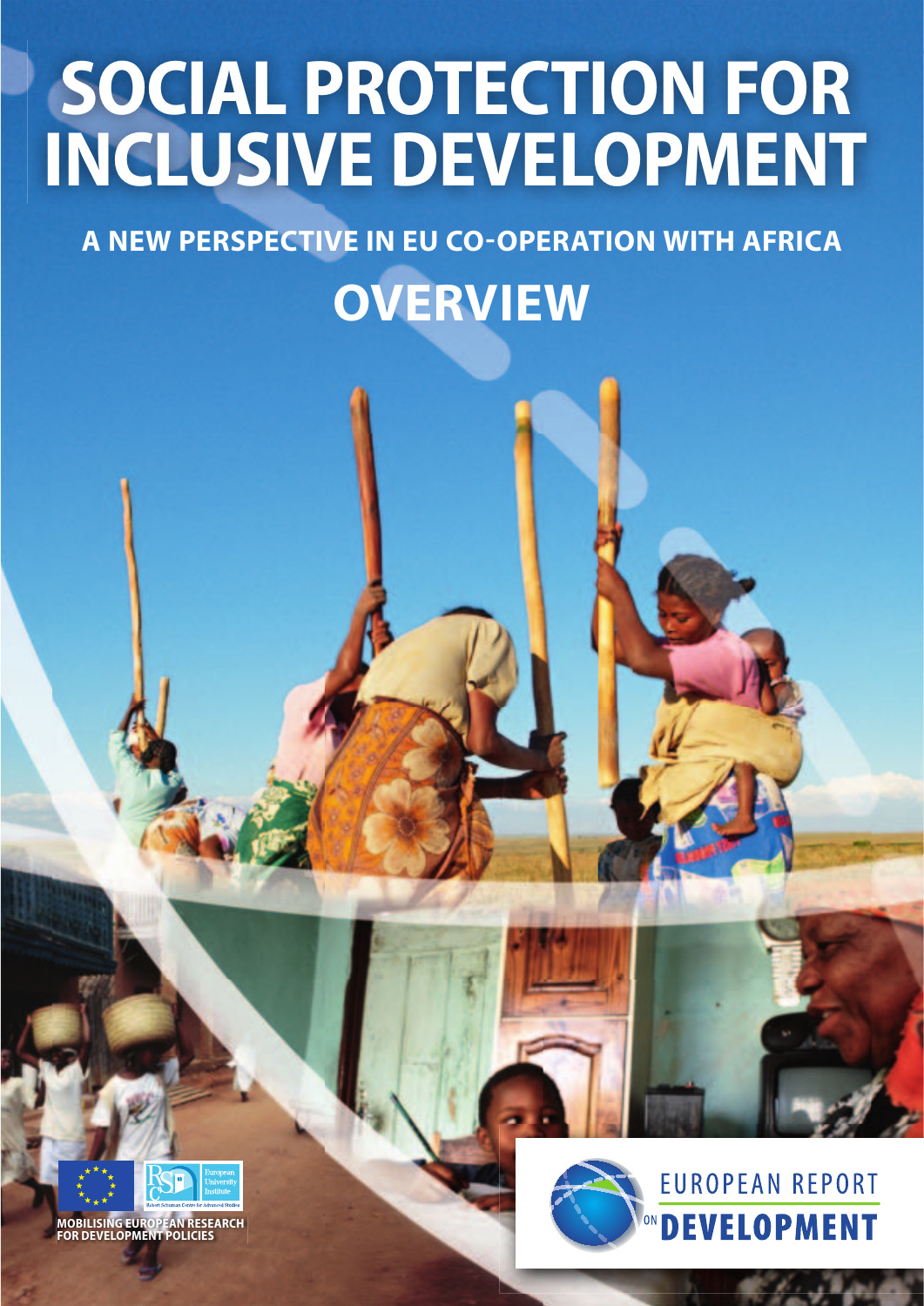# SOCIAL PROTECTION FOR INCLUSIVE DEVELOPMENT

## A NEW PERSPECTIVE IN EU CO-OPERATION WITH AFRICA

## OVERVIEW

MOBILISING EUROPEAN RESEARCH FOR DEVELOPMENT POLICIES

EUROPEAN REPORT ON DEVELOPMENT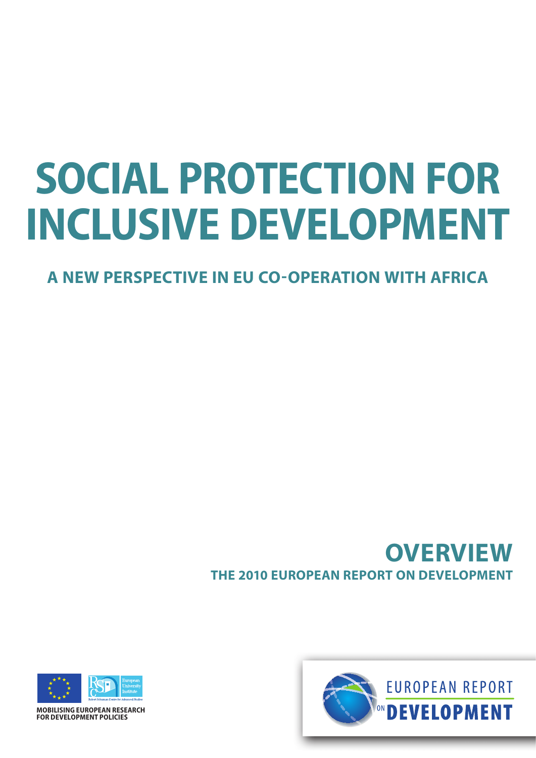# SOCIAL PROTECTION FOR INCLUSIVE DEVELOPMENT

## A NEW PERSPECTIVE IN EU CO-OPERATION WITH AFRICA

## OVERVIEW

### THE 2010 EUROPEAN REPORT ON DEVELOPMENT

MOBILISING EUROPEAN RESEARCH FOR DEVELOPMENT POLICIES

EUROPEAN REPORT ON DEVELOPMENT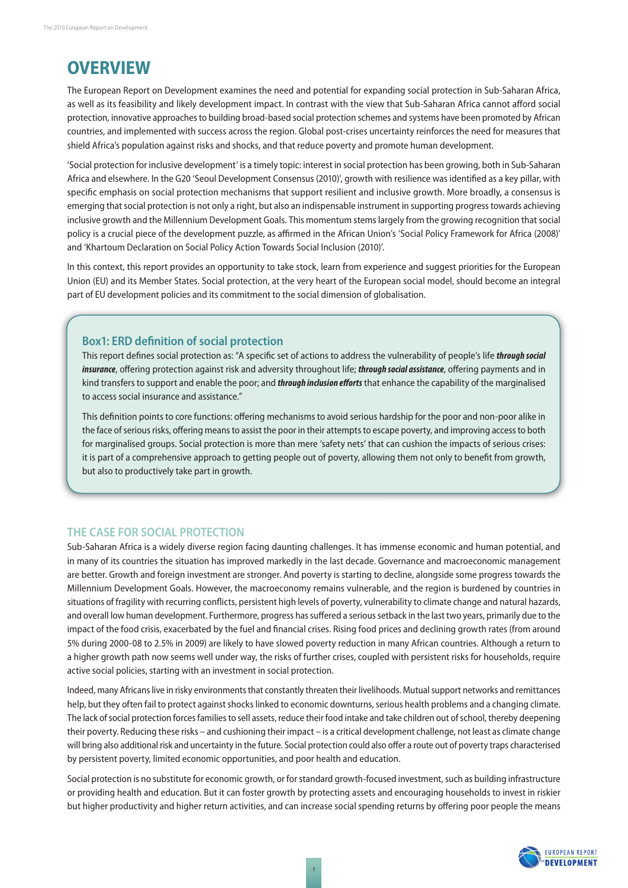# OVERVIEW

The European Report on Development examines the need and potential for expanding social protection in Sub-Saharan Africa, as well as its feasibility and likely development impact. In contrast with the view that Sub-Saharan Africa cannot afford social protection, innovative approaches to building broad-based social protection schemes and systems have been promoted by African countries, and implemented with success across the region. Global post-crises uncertainty reinforces the need for measures that shield Africa's population against risks and shocks, and that reduce poverty and promote human development.

'Social protection for inclusive development' is a timely topic: interest in social protection has been growing, both in Sub-Saharan Africa and elsewhere. In the G20 'Seoul Development Consensus (2010)', growth with resilience was identified as a key pillar, with specific emphasis on social protection mechanisms that support resilient and inclusive growth. More broadly, a consensus is emerging that social protection is not only a right, but also an indispensable instrument in supporting progress towards achieving inclusive growth and the Millennium Development Goals. This momentum stems largely from the growing recognition that social policy is a crucial piece of the development puzzle, as affirmed in the African Union's 'Social Policy Framework for Africa (2008)' and 'Khartoum Declaration on Social Policy Action Towards Social Inclusion (2010)'.

In this context, this report provides an opportunity to take stock, learn from experience and suggest priorities for the European Union (EU) and its Member States. Social protection, at the very heart of the European social model, should become an integral part of EU development policies and its commitment to the social dimension of globalisation.

### Box1: ERD definition of social protection

This report defines social protection as: "A specific set of actions to address the vulnerability of people's life ***through social insurance***, offering protection against risk and adversity throughout life; ***through social assistance***, offering payments and in kind transfers to support and enable the poor; and ***through inclusion efforts*** that enhance the capability of the marginalised to access social insurance and assistance."

This definition points to core functions: offering mechanisms to avoid serious hardship for the poor and non-poor alike in the face of serious risks, offering means to assist the poor in their attempts to escape poverty, and improving access to both for marginalised groups. Social protection is more than mere 'safety nets' that can cushion the impacts of serious crises: it is part of a comprehensive approach to getting people out of poverty, allowing them not only to benefit from growth, but also to productively take part in growth.

## THE CASE FOR SOCIAL PROTECTION

Sub-Saharan Africa is a widely diverse region facing daunting challenges. It has immense economic and human potential, and in many of its countries the situation has improved markedly in the last decade. Governance and macroeconomic management are better. Growth and foreign investment are stronger. And poverty is starting to decline, alongside some progress towards the Millennium Development Goals. However, the macroeconomy remains vulnerable, and the region is burdened by countries in situations of fragility with recurring conflicts, persistent high levels of poverty, vulnerability to climate change and natural hazards, and overall low human development. Furthermore, progress has suffered a serious setback in the last two years, primarily due to the impact of the food crisis, exacerbated by the fuel and financial crises. Rising food prices and declining growth rates (from around 5% during 2000-08 to 2.5% in 2009) are likely to have slowed poverty reduction in many African countries. Although a return to a higher growth path now seems well under way, the risks of further crises, coupled with persistent risks for households, require active social policies, starting with an investment in social protection.

Indeed, many Africans live in risky environments that constantly threaten their livelihoods. Mutual support networks and remittances help, but they often fail to protect against shocks linked to economic downturns, serious health problems and a changing climate. The lack of social protection forces families to sell assets, reduce their food intake and take children out of school, thereby deepening their poverty. Reducing these risks – and cushioning their impact – is a critical development challenge, not least as climate change will bring also additional risk and uncertainty in the future. Social protection could also offer a route out of poverty traps characterised by persistent poverty, limited economic opportunities, and poor health and education.

Social protection is no substitute for economic growth, or for standard growth-focused investment, such as building infrastructure or providing health and education. But it can foster growth by protecting assets and encouraging households to invest in riskier but higher productivity and higher return activities, and can increase social spending returns by offering poor people the means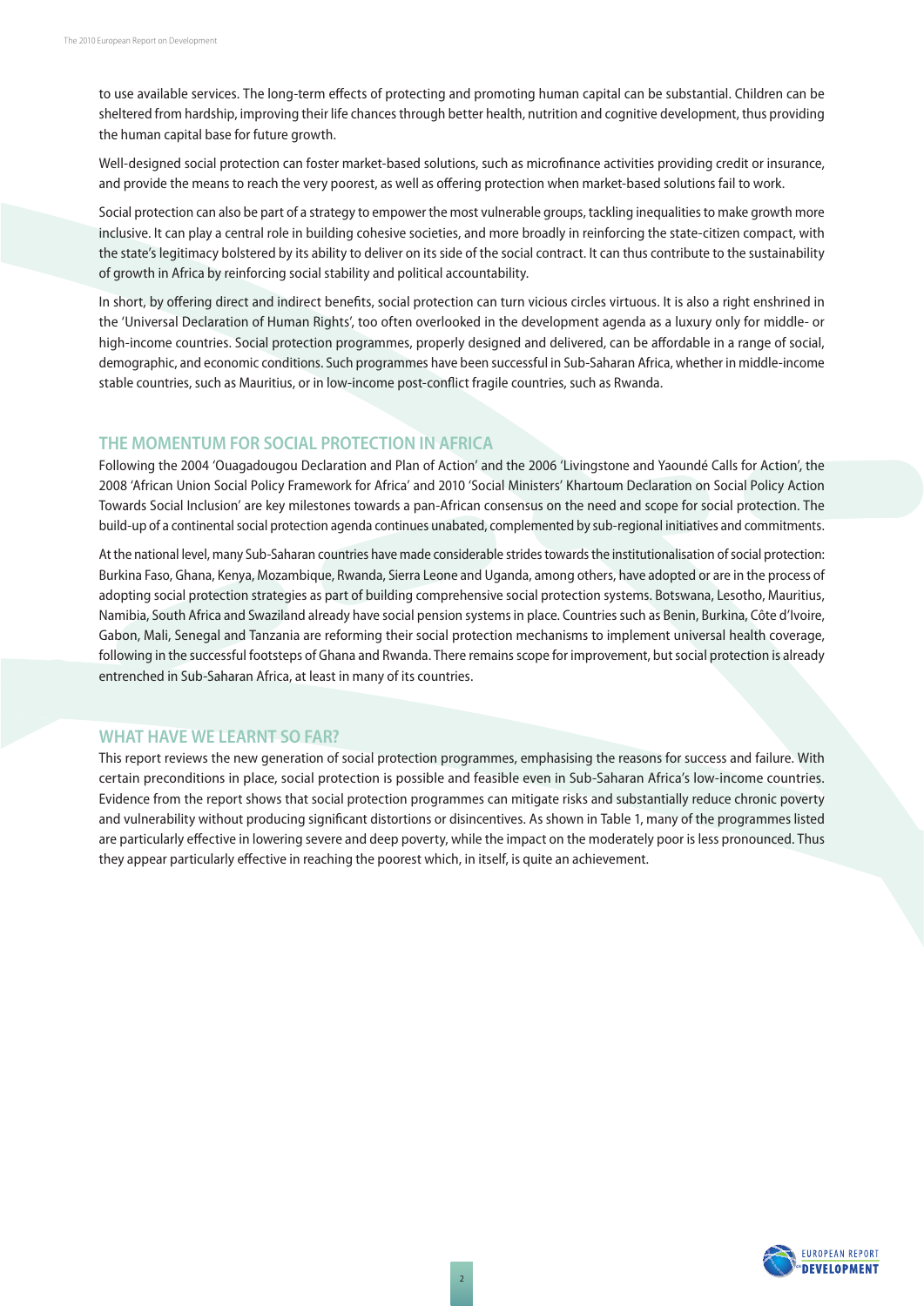to use available services. The long-term effects of protecting and promoting human capital can be substantial. Children can be sheltered from hardship, improving their life chances through better health, nutrition and cognitive development, thus providing the human capital base for future growth.

Well-designed social protection can foster market-based solutions, such as microfinance activities providing credit or insurance, and provide the means to reach the very poorest, as well as offering protection when market-based solutions fail to work.

Social protection can also be part of a strategy to empower the most vulnerable groups, tackling inequalities to make growth more inclusive. It can play a central role in building cohesive societies, and more broadly in reinforcing the state-citizen compact, with the state's legitimacy bolstered by its ability to deliver on its side of the social contract. It can thus contribute to the sustainability of growth in Africa by reinforcing social stability and political accountability.

In short, by offering direct and indirect benefits, social protection can turn vicious circles virtuous. It is also a right enshrined in the 'Universal Declaration of Human Rights', too often overlooked in the development agenda as a luxury only for middle- or high-income countries. Social protection programmes, properly designed and delivered, can be affordable in a range of social, demographic, and economic conditions. Such programmes have been successful in Sub-Saharan Africa, whether in middle-income stable countries, such as Mauritius, or in low-income post-conflict fragile countries, such as Rwanda.

## THE MOMENTUM FOR SOCIAL PROTECTION IN AFRICA

Following the 2004 'Ouagadougou Declaration and Plan of Action' and the 2006 'Livingstone and Yaoundé Calls for Action', the 2008 'African Union Social Policy Framework for Africa' and 2010 'Social Ministers' Khartoum Declaration on Social Policy Action Towards Social Inclusion' are key milestones towards a pan-African consensus on the need and scope for social protection. The build-up of a continental social protection agenda continues unabated, complemented by sub-regional initiatives and commitments.

At the national level, many Sub-Saharan countries have made considerable strides towards the institutionalisation of social protection: Burkina Faso, Ghana, Kenya, Mozambique, Rwanda, Sierra Leone and Uganda, among others, have adopted or are in the process of adopting social protection strategies as part of building comprehensive social protection systems. Botswana, Lesotho, Mauritius, Namibia, South Africa and Swaziland already have social pension systems in place. Countries such as Benin, Burkina, Côte d'Ivoire, Gabon, Mali, Senegal and Tanzania are reforming their social protection mechanisms to implement universal health coverage, following in the successful footsteps of Ghana and Rwanda. There remains scope for improvement, but social protection is already entrenched in Sub-Saharan Africa, at least in many of its countries.

## WHAT HAVE WE LEARNT SO FAR?

This report reviews the new generation of social protection programmes, emphasising the reasons for success and failure. With certain preconditions in place, social protection is possible and feasible even in Sub-Saharan Africa's low-income countries. Evidence from the report shows that social protection programmes can mitigate risks and substantially reduce chronic poverty and vulnerability without producing significant distortions or disincentives. As shown in Table 1, many of the programmes listed are particularly effective in lowering severe and deep poverty, while the impact on the moderately poor is less pronounced. Thus they appear particularly effective in reaching the poorest which, in itself, is quite an achievement.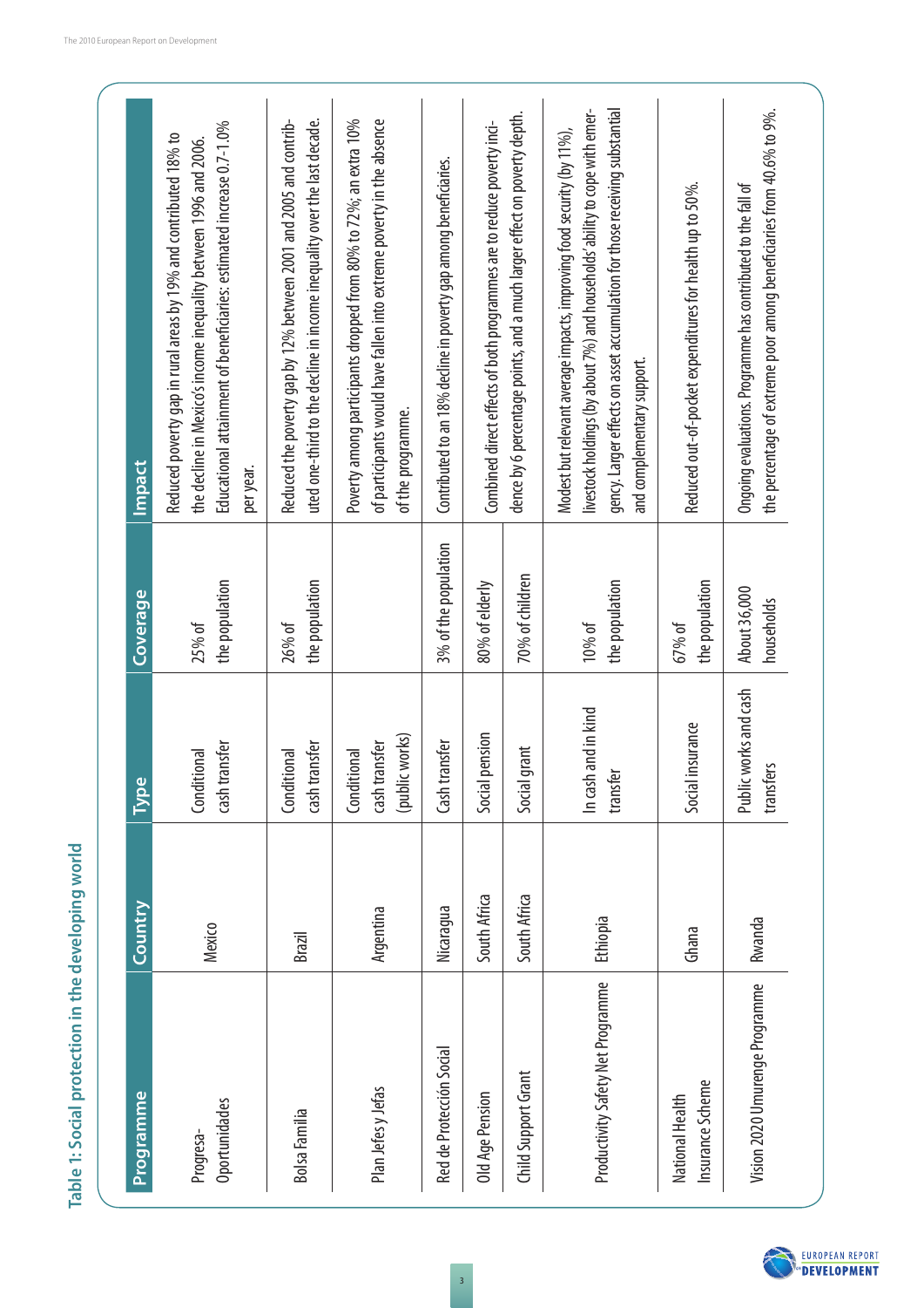## Table 1: Social protection in the developing world

| Programme | Country | Type | Coverage | Impact |
|---|---|---|---|---|
| Progresa-Oportunidades | Mexico | Conditional cash transfer | 25% of the population | Reduced poverty gap in rural areas by 19% and contributed 18% to the decline in Mexico's income inequality between 1996 and 2006. Educational attainment of beneficiaries: estimated increase 0.7-1.0% per year. |
| Bolsa Familia | Brazil | Conditional cash transfer | 26% of the population | Reduced the poverty gap by 12% between 2001 and 2005 and contributed to one-third to the decline in income inequality over the last decade. |
| Plan Jefes y Jefas | Argentina | Conditional cash transfer (public works) | | Poverty among participants dropped from 80% to 72%; an extra 10% of participants would have fallen into extreme poverty in the absence of the programme. |
| Red de Protección Social | Nicaragua | Cash transfer | 3% of the population | Contributed to an 18% decline in poverty gap among beneficiaries. |
| Old Age Pension | South Africa | Social pension | 80% of elderly | Combined direct effects of both programmes are to reduce poverty incidence by 6 percentage points, and a much larger effect on poverty depth. |
| Child Support Grant | South Africa | Social grant | 70% of children | |
| Productivity Safety Net Programme | Ethiopia | In cash and in kind transfer | 10% of the population | Modest but relevant average impacts, improving food security (by 11%), livestock holdings (by about 7%) and households' ability to cope with emergency. Larger effects on asset accumulation for those receiving substantial and complementary support. |
| National Health Insurance Scheme | Ghana | Social insurance | 67% of the population | Reduced out-of-pocket expenditures for health up to 50%. |
| Vision 2020 Umurenge Programme | Rwanda | Public works and cash transfers | About 36,000 households | Ongoing evaluations. Programme has contributed to the fall of the percentage of extreme poor among beneficiaries from 40.6% to 9%. |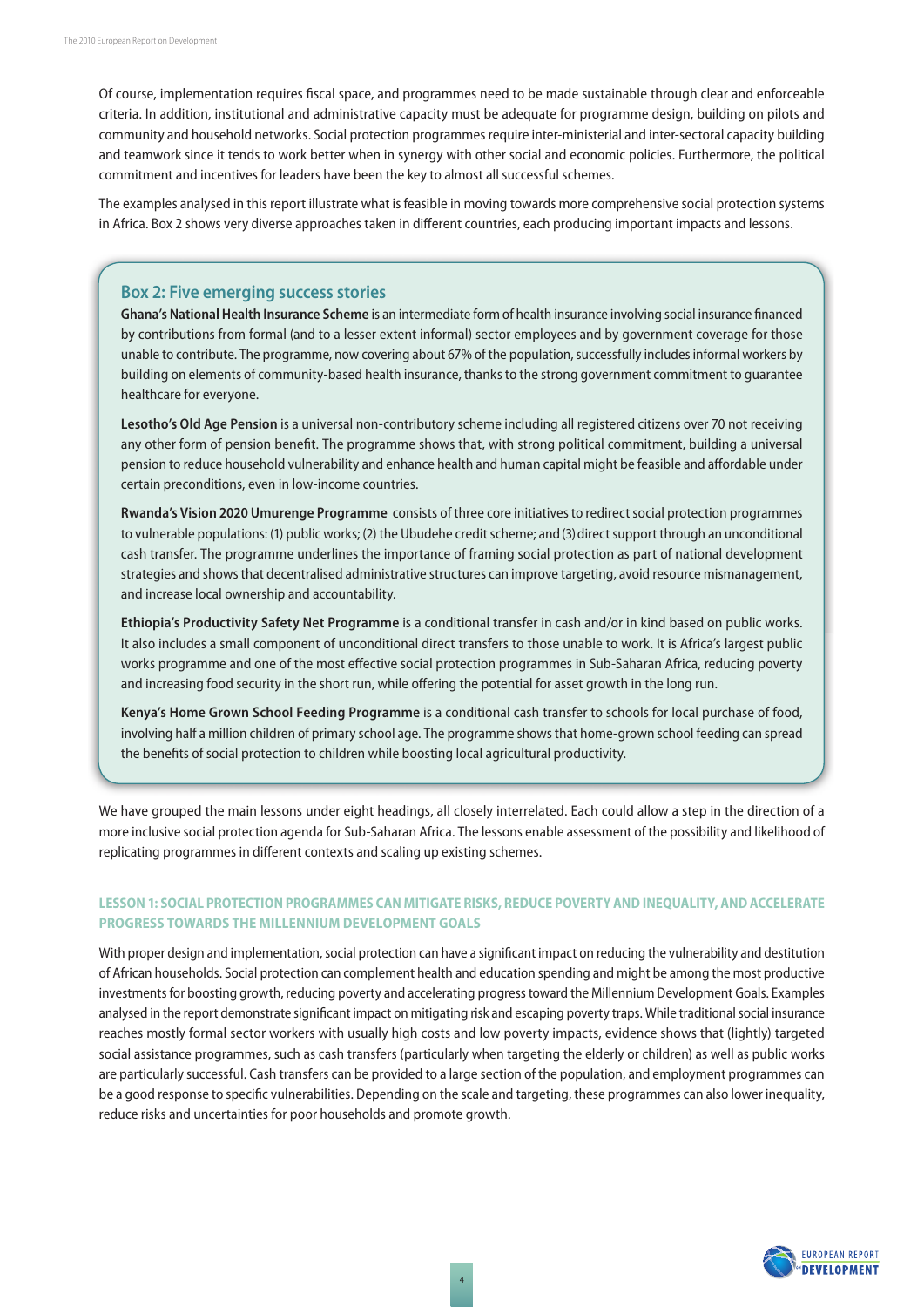Of course, implementation requires fiscal space, and programmes need to be made sustainable through clear and enforceable criteria. In addition, institutional and administrative capacity must be adequate for programme design, building on pilots and community and household networks. Social protection programmes require inter-ministerial and inter-sectoral capacity building and teamwork since it tends to work better when in synergy with other social and economic policies. Furthermore, the political commitment and incentives for leaders have been the key to almost all successful schemes.

The examples analysed in this report illustrate what is feasible in moving towards more comprehensive social protection systems in Africa. Box 2 shows very diverse approaches taken in different countries, each producing important impacts and lessons.

### Box 2: Five emerging success stories

**Ghana's National Health Insurance Scheme** is an intermediate form of health insurance involving social insurance financed by contributions from formal (and to a lesser extent informal) sector employees and by government coverage for those unable to contribute. The programme, now covering about 67% of the population, successfully includes informal workers by building on elements of community-based health insurance, thanks to the strong government commitment to guarantee healthcare for everyone.

**Lesotho's Old Age Pension** is a universal non-contributory scheme including all registered citizens over 70 not receiving any other form of pension benefit. The programme shows that, with strong political commitment, building a universal pension to reduce household vulnerability and enhance health and human capital might be feasible and affordable under certain preconditions, even in low-income countries.

**Rwanda's Vision 2020 Umurenge Programme** consists of three core initiatives to redirect social protection programmes to vulnerable populations: (1) public works; (2) the Ubudehe credit scheme; and (3) direct support through an unconditional cash transfer. The programme underlines the importance of framing social protection as part of national development strategies and shows that decentralised administrative structures can improve targeting, avoid resource mismanagement, and increase local ownership and accountability.

**Ethiopia's Productivity Safety Net Programme** is a conditional transfer in cash and/or in kind based on public works. It also includes a small component of unconditional direct transfers to those unable to work. It is Africa's largest public works programme and one of the most effective social protection programmes in Sub-Saharan Africa, reducing poverty and increasing food security in the short run, while offering the potential for asset growth in the long run.

**Kenya's Home Grown School Feeding Programme** is a conditional cash transfer to schools for local purchase of food, involving half a million children of primary school age. The programme shows that home-grown school feeding can spread the benefits of social protection to children while boosting local agricultural productivity.

We have grouped the main lessons under eight headings, all closely interrelated. Each could allow a step in the direction of a more inclusive social protection agenda for Sub-Saharan Africa. The lessons enable assessment of the possibility and likelihood of replicating programmes in different contexts and scaling up existing schemes.

#### LESSON 1: SOCIAL PROTECTION PROGRAMMES CAN MITIGATE RISKS, REDUCE POVERTY AND INEQUALITY, AND ACCELERATE PROGRESS TOWARDS THE MILLENNIUM DEVELOPMENT GOALS

With proper design and implementation, social protection can have a significant impact on reducing the vulnerability and destitution of African households. Social protection can complement health and education spending and might be among the most productive investments for boosting growth, reducing poverty and accelerating progress toward the Millennium Development Goals. Examples analysed in the report demonstrate significant impact on mitigating risk and escaping poverty traps. While traditional social insurance reaches mostly formal sector workers with usually high costs and low poverty impacts, evidence shows that (lightly) targeted social assistance programmes, such as cash transfers (particularly when targeting the elderly or children) as well as public works are particularly successful. Cash transfers can be provided to a large section of the population, and employment programmes can be a good response to specific vulnerabilities. Depending on the scale and targeting, these programmes can also lower inequality, reduce risks and uncertainties for poor households and promote growth.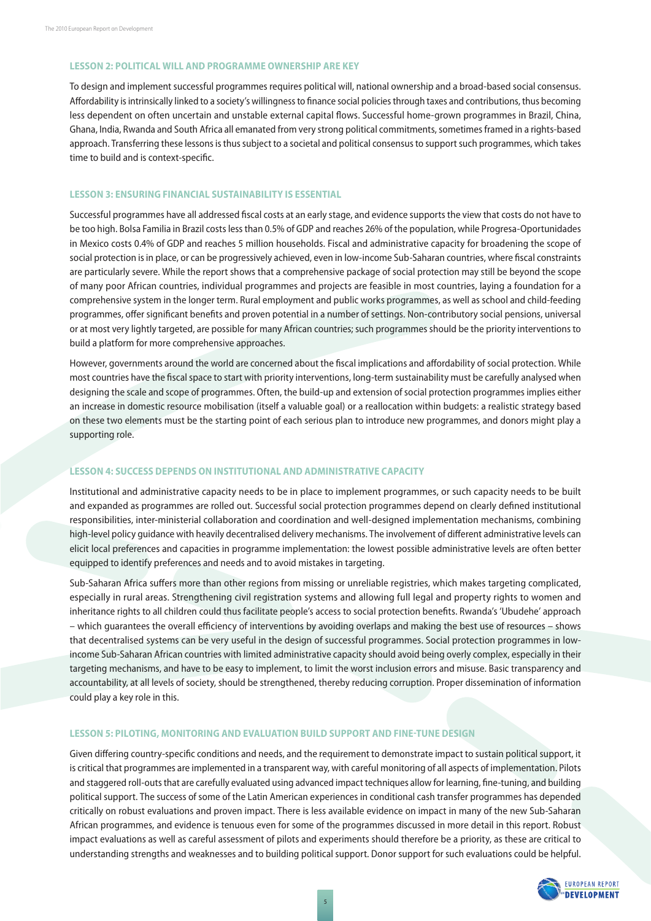### LESSON 2: POLITICAL WILL AND PROGRAMME OWNERSHIP ARE KEY

To design and implement successful programmes requires political will, national ownership and a broad-based social consensus. Affordability is intrinsically linked to a society's willingness to finance social policies through taxes and contributions, thus becoming less dependent on often uncertain and unstable external capital flows. Successful home-grown programmes in Brazil, China, Ghana, India, Rwanda and South Africa all emanated from very strong political commitments, sometimes framed in a rights-based approach. Transferring these lessons is thus subject to a societal and political consensus to support such programmes, which takes time to build and is context-specific.

### LESSON 3: ENSURING FINANCIAL SUSTAINABILITY IS ESSENTIAL

Successful programmes have all addressed fiscal costs at an early stage, and evidence supports the view that costs do not have to be too high. Bolsa Familia in Brazil costs less than 0.5% of GDP and reaches 26% of the population, while Progresa-Oportunidades in Mexico costs 0.4% of GDP and reaches 5 million households. Fiscal and administrative capacity for broadening the scope of social protection is in place, or can be progressively achieved, even in low-income Sub-Saharan countries, where fiscal constraints are particularly severe. While the report shows that a comprehensive package of social protection may still be beyond the scope of many poor African countries, individual programmes and projects are feasible in most countries, laying a foundation for a comprehensive system in the longer term. Rural employment and public works programmes, as well as school and child-feeding programmes, offer significant benefits and proven potential in a number of settings. Non-contributory social pensions, universal or at most very lightly targeted, are possible for many African countries; such programmes should be the priority interventions to build a platform for more comprehensive approaches.

However, governments around the world are concerned about the fiscal implications and affordability of social protection. While most countries have the fiscal space to start with priority interventions, long-term sustainability must be carefully analysed when designing the scale and scope of programmes. Often, the build-up and extension of social protection programmes implies either an increase in domestic resource mobilisation (itself a valuable goal) or a reallocation within budgets: a realistic strategy based on these two elements must be the starting point of each serious plan to introduce new programmes, and donors might play a supporting role.

### LESSON 4: SUCCESS DEPENDS ON INSTITUTIONAL AND ADMINISTRATIVE CAPACITY

Institutional and administrative capacity needs to be in place to implement programmes, or such capacity needs to be built and expanded as programmes are rolled out. Successful social protection programmes depend on clearly defined institutional responsibilities, inter-ministerial collaboration and coordination and well-designed implementation mechanisms, combining high-level policy guidance with heavily decentralised delivery mechanisms. The involvement of different administrative levels can elicit local preferences and capacities in programme implementation: the lowest possible administrative levels are often better equipped to identify preferences and needs and to avoid mistakes in targeting.

Sub-Saharan Africa suffers more than other regions from missing or unreliable registries, which makes targeting complicated, especially in rural areas. Strengthening civil registration systems and allowing full legal and property rights to women and inheritance rights to all children could thus facilitate people's access to social protection benefits. Rwanda's 'Ubudehe' approach – which guarantees the overall efficiency of interventions by avoiding overlaps and making the best use of resources – shows that decentralised systems can be very useful in the design of successful programmes. Social protection programmes in low-income Sub-Saharan African countries with limited administrative capacity should avoid being overly complex, especially in their targeting mechanisms, and have to be easy to implement, to limit the worst inclusion errors and misuse. Basic transparency and accountability, at all levels of society, should be strengthened, thereby reducing corruption. Proper dissemination of information could play a key role in this.

### LESSON 5: PILOTING, MONITORING AND EVALUATION BUILD SUPPORT AND FINE-TUNE DESIGN

Given differing country-specific conditions and needs, and the requirement to demonstrate impact to sustain political support, it is critical that programmes are implemented in a transparent way, with careful monitoring of all aspects of implementation. Pilots and staggered roll-outs that are carefully evaluated using advanced impact techniques allow for learning, fine-tuning, and building political support. The success of some of the Latin American experiences in conditional cash transfer programmes has depended critically on robust evaluations and proven impact. There is less available evidence on impact in many of the new Sub-Saharan African programmes, and evidence is tenuous even for some of the programmes discussed in more detail in this report. Robust impact evaluations as well as careful assessment of pilots and experiments should therefore be a priority, as these are critical to understanding strengths and weaknesses and to building political support. Donor support for such evaluations could be helpful.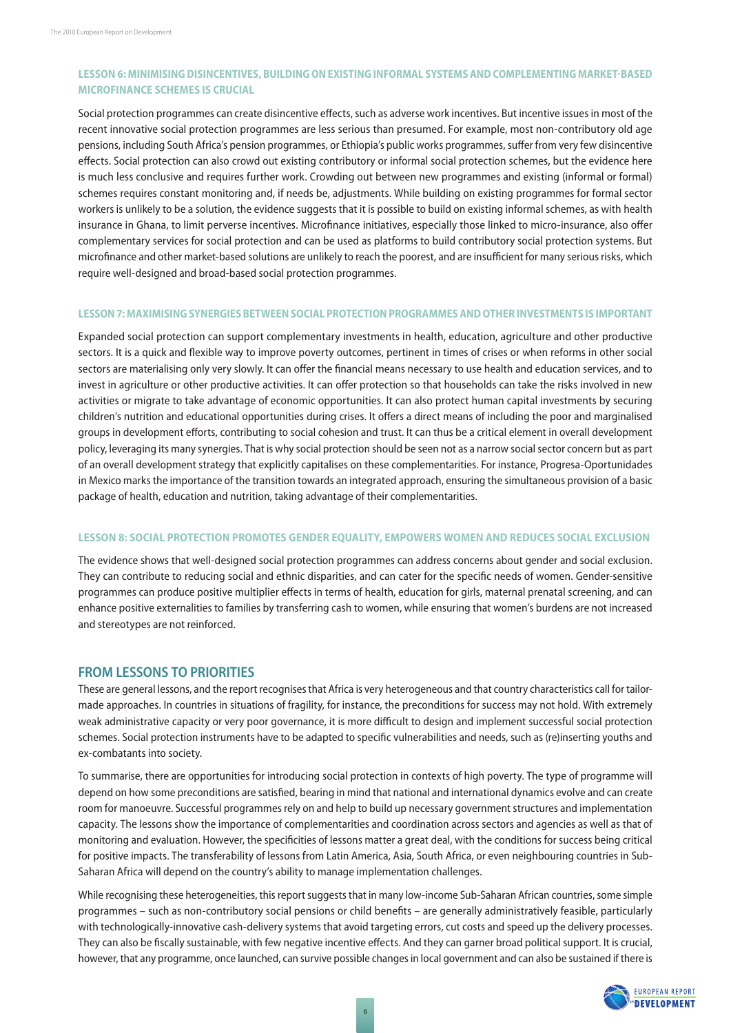### LESSON 6: MINIMISING DISINCENTIVES, BUILDING ON EXISTING INFORMAL SYSTEMS AND COMPLEMENTING MARKET-BASED MICROFINANCE SCHEMES IS CRUCIAL

Social protection programmes can create disincentive effects, such as adverse work incentives. But incentive issues in most of the recent innovative social protection programmes are less serious than presumed. For example, most non-contributory old age pensions, including South Africa's pension programmes, or Ethiopia's public works programmes, suffer from very few disincentive effects. Social protection can also crowd out existing contributory or informal social protection schemes, but the evidence here is much less conclusive and requires further work. Crowding out between new programmes and existing (informal or formal) schemes requires constant monitoring and, if needs be, adjustments. While building on existing programmes for formal sector workers is unlikely to be a solution, the evidence suggests that it is possible to build on existing informal schemes, as with health insurance in Ghana, to limit perverse incentives. Microfinance initiatives, especially those linked to micro-insurance, also offer complementary services for social protection and can be used as platforms to build contributory social protection systems. But microfinance and other market-based solutions are unlikely to reach the poorest, and are insufficient for many serious risks, which require well-designed and broad-based social protection programmes.

### LESSON 7: MAXIMISING SYNERGIES BETWEEN SOCIAL PROTECTION PROGRAMMES AND OTHER INVESTMENTS IS IMPORTANT

Expanded social protection can support complementary investments in health, education, agriculture and other productive sectors. It is a quick and flexible way to improve poverty outcomes, pertinent in times of crises or when reforms in other social sectors are materialising only very slowly. It can offer the financial means necessary to use health and education services, and to invest in agriculture or other productive activities. It can offer protection so that households can take the risks involved in new activities or migrate to take advantage of economic opportunities. It can also protect human capital investments by securing children's nutrition and educational opportunities during crises. It offers a direct means of including the poor and marginalised groups in development efforts, contributing to social cohesion and trust. It can thus be a critical element in overall development policy, leveraging its many synergies. That is why social protection should be seen not as a narrow social sector concern but as part of an overall development strategy that explicitly capitalises on these complementarities. For instance, Progresa-Oportunidades in Mexico marks the importance of the transition towards an integrated approach, ensuring the simultaneous provision of a basic package of health, education and nutrition, taking advantage of their complementarities.

### LESSON 8: SOCIAL PROTECTION PROMOTES GENDER EQUALITY, EMPOWERS WOMEN AND REDUCES SOCIAL EXCLUSION

The evidence shows that well-designed social protection programmes can address concerns about gender and social exclusion. They can contribute to reducing social and ethnic disparities, and can cater for the specific needs of women. Gender-sensitive programmes can produce positive multiplier effects in terms of health, education for girls, maternal prenatal screening, and can enhance positive externalities to families by transferring cash to women, while ensuring that women's burdens are not increased and stereotypes are not reinforced.

## FROM LESSONS TO PRIORITIES

These are general lessons, and the report recognises that Africa is very heterogeneous and that country characteristics call for tailor-made approaches. In countries in situations of fragility, for instance, the preconditions for success may not hold. With extremely weak administrative capacity or very poor governance, it is more difficult to design and implement successful social protection schemes. Social protection instruments have to be adapted to specific vulnerabilities and needs, such as (re)inserting youths and ex-combatants into society.

To summarise, there are opportunities for introducing social protection in contexts of high poverty. The type of programme will depend on how some preconditions are satisfied, bearing in mind that national and international dynamics evolve and can create room for manoeuvre. Successful programmes rely on and help to build up necessary government structures and implementation capacity. The lessons show the importance of complementarities and coordination across sectors and agencies as well as that of monitoring and evaluation. However, the specificities of lessons matter a great deal, with the conditions for success being critical for positive impacts. The transferability of lessons from Latin America, Asia, South Africa, or even neighbouring countries in Sub-Saharan Africa will depend on the country's ability to manage implementation challenges.

While recognising these heterogeneities, this report suggests that in many low-income Sub-Saharan African countries, some simple programmes – such as non-contributory social pensions or child benefits – are generally administratively feasible, particularly with technologically-innovative cash-delivery systems that avoid targeting errors, cut costs and speed up the delivery processes. They can also be fiscally sustainable, with few negative incentive effects. And they can garner broad political support. It is crucial, however, that any programme, once launched, can survive possible changes in local government and can also be sustained if there is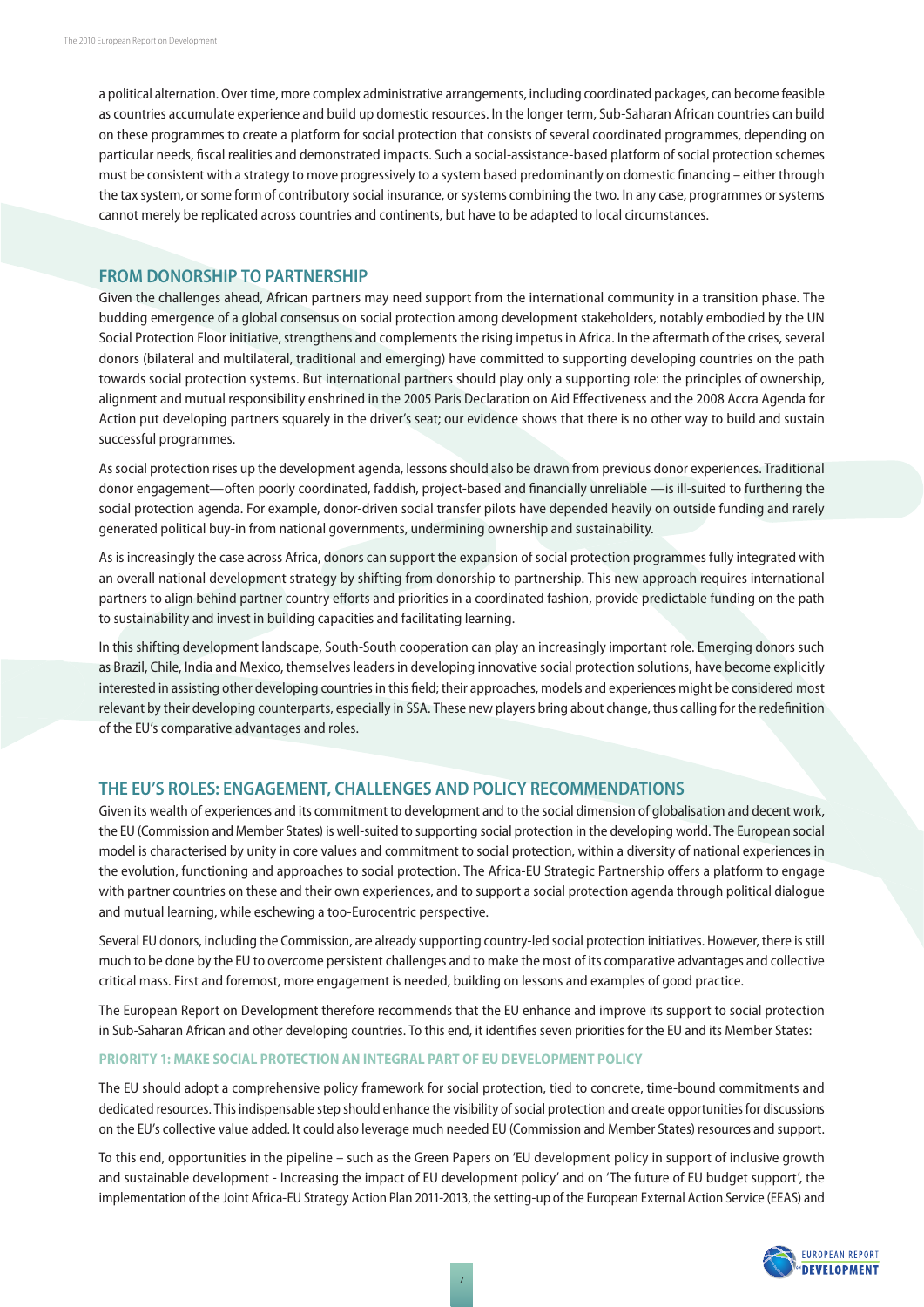a political alternation. Over time, more complex administrative arrangements, including coordinated packages, can become feasible as countries accumulate experience and build up domestic resources. In the longer term, Sub-Saharan African countries can build on these programmes to create a platform for social protection that consists of several coordinated programmes, depending on particular needs, fiscal realities and demonstrated impacts. Such a social-assistance-based platform of social protection schemes must be consistent with a strategy to move progressively to a system based predominantly on domestic financing – either through the tax system, or some form of contributory social insurance, or systems combining the two. In any case, programmes or systems cannot merely be replicated across countries and continents, but have to be adapted to local circumstances.

## FROM DONORSHIP TO PARTNERSHIP

Given the challenges ahead, African partners may need support from the international community in a transition phase. The budding emergence of a global consensus on social protection among development stakeholders, notably embodied by the UN Social Protection Floor initiative, strengthens and complements the rising impetus in Africa. In the aftermath of the crises, several donors (bilateral and multilateral, traditional and emerging) have committed to supporting developing countries on the path towards social protection systems. But international partners should play only a supporting role: the principles of ownership, alignment and mutual responsibility enshrined in the 2005 Paris Declaration on Aid Effectiveness and the 2008 Accra Agenda for Action put developing partners squarely in the driver's seat; our evidence shows that there is no other way to build and sustain successful programmes.

As social protection rises up the development agenda, lessons should also be drawn from previous donor experiences. Traditional donor engagement—often poorly coordinated, faddish, project-based and financially unreliable —is ill-suited to furthering the social protection agenda. For example, donor-driven social transfer pilots have depended heavily on outside funding and rarely generated political buy-in from national governments, undermining ownership and sustainability.

As is increasingly the case across Africa, donors can support the expansion of social protection programmes fully integrated with an overall national development strategy by shifting from donorship to partnership. This new approach requires international partners to align behind partner country efforts and priorities in a coordinated fashion, provide predictable funding on the path to sustainability and invest in building capacities and facilitating learning.

In this shifting development landscape, South-South cooperation can play an increasingly important role. Emerging donors such as Brazil, Chile, India and Mexico, themselves leaders in developing innovative social protection solutions, have become explicitly interested in assisting other developing countries in this field; their approaches, models and experiences might be considered most relevant by their developing counterparts, especially in SSA. These new players bring about change, thus calling for the redefinition of the EU's comparative advantages and roles.

## THE EU'S ROLES: ENGAGEMENT, CHALLENGES AND POLICY RECOMMENDATIONS

Given its wealth of experiences and its commitment to development and to the social dimension of globalisation and decent work, the EU (Commission and Member States) is well-suited to supporting social protection in the developing world. The European social model is characterised by unity in core values and commitment to social protection, within a diversity of national experiences in the evolution, functioning and approaches to social protection. The Africa-EU Strategic Partnership offers a platform to engage with partner countries on these and their own experiences, and to support a social protection agenda through political dialogue and mutual learning, while eschewing a too-Eurocentric perspective.

Several EU donors, including the Commission, are already supporting country-led social protection initiatives. However, there is still much to be done by the EU to overcome persistent challenges and to make the most of its comparative advantages and collective critical mass. First and foremost, more engagement is needed, building on lessons and examples of good practice.

The European Report on Development therefore recommends that the EU enhance and improve its support to social protection in Sub-Saharan African and other developing countries. To this end, it identifies seven priorities for the EU and its Member States:

### PRIORITY 1: MAKE SOCIAL PROTECTION AN INTEGRAL PART OF EU DEVELOPMENT POLICY

The EU should adopt a comprehensive policy framework for social protection, tied to concrete, time-bound commitments and dedicated resources. This indispensable step should enhance the visibility of social protection and create opportunities for discussions on the EU's collective value added. It could also leverage much needed EU (Commission and Member States) resources and support.

To this end, opportunities in the pipeline – such as the Green Papers on 'EU development policy in support of inclusive growth and sustainable development - Increasing the impact of EU development policy' and on 'The future of EU budget support', the implementation of the Joint Africa-EU Strategy Action Plan 2011-2013, the setting-up of the European External Action Service (EEAS) and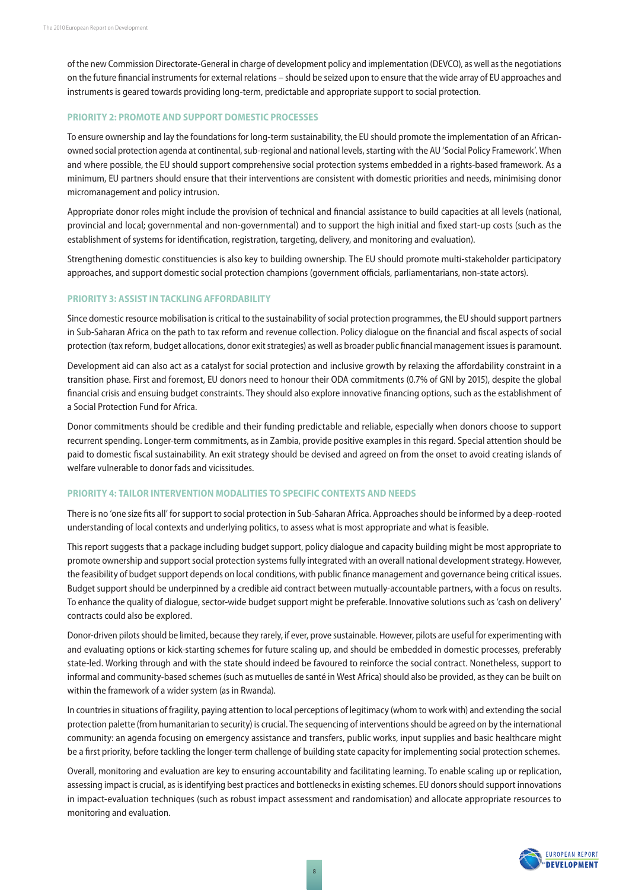of the new Commission Directorate-General in charge of development policy and implementation (DEVCO), as well as the negotiations on the future financial instruments for external relations – should be seized upon to ensure that the wide array of EU approaches and instruments is geared towards providing long-term, predictable and appropriate support to social protection.

#### PRIORITY 2: PROMOTE AND SUPPORT DOMESTIC PROCESSES

To ensure ownership and lay the foundations for long-term sustainability, the EU should promote the implementation of an African-owned social protection agenda at continental, sub-regional and national levels, starting with the AU 'Social Policy Framework'. When and where possible, the EU should support comprehensive social protection systems embedded in a rights-based framework. As a minimum, EU partners should ensure that their interventions are consistent with domestic priorities and needs, minimising donor micromanagement and policy intrusion.

Appropriate donor roles might include the provision of technical and financial assistance to build capacities at all levels (national, provincial and local; governmental and non-governmental) and to support the high initial and fixed start-up costs (such as the establishment of systems for identification, registration, targeting, delivery, and monitoring and evaluation).

Strengthening domestic constituencies is also key to building ownership. The EU should promote multi-stakeholder participatory approaches, and support domestic social protection champions (government officials, parliamentarians, non-state actors).

#### PRIORITY 3: ASSIST IN TACKLING AFFORDABILITY

Since domestic resource mobilisation is critical to the sustainability of social protection programmes, the EU should support partners in Sub-Saharan Africa on the path to tax reform and revenue collection. Policy dialogue on the financial and fiscal aspects of social protection (tax reform, budget allocations, donor exit strategies) as well as broader public financial management issues is paramount.

Development aid can also act as a catalyst for social protection and inclusive growth by relaxing the affordability constraint in a transition phase. First and foremost, EU donors need to honour their ODA commitments (0.7% of GNI by 2015), despite the global financial crisis and ensuing budget constraints. They should also explore innovative financing options, such as the establishment of a Social Protection Fund for Africa.

Donor commitments should be credible and their funding predictable and reliable, especially when donors choose to support recurrent spending. Longer-term commitments, as in Zambia, provide positive examples in this regard. Special attention should be paid to domestic fiscal sustainability. An exit strategy should be devised and agreed on from the onset to avoid creating islands of welfare vulnerable to donor fads and vicissitudes.

#### PRIORITY 4: TAILOR INTERVENTION MODALITIES TO SPECIFIC CONTEXTS AND NEEDS

There is no 'one size fits all' for support to social protection in Sub-Saharan Africa. Approaches should be informed by a deep-rooted understanding of local contexts and underlying politics, to assess what is most appropriate and what is feasible.

This report suggests that a package including budget support, policy dialogue and capacity building might be most appropriate to promote ownership and support social protection systems fully integrated with an overall national development strategy. However, the feasibility of budget support depends on local conditions, with public finance management and governance being critical issues. Budget support should be underpinned by a credible aid contract between mutually-accountable partners, with a focus on results. To enhance the quality of dialogue, sector-wide budget support might be preferable. Innovative solutions such as 'cash on delivery' contracts could also be explored.

Donor-driven pilots should be limited, because they rarely, if ever, prove sustainable. However, pilots are useful for experimenting with and evaluating options or kick-starting schemes for future scaling up, and should be embedded in domestic processes, preferably state-led. Working through and with the state should indeed be favoured to reinforce the social contract. Nonetheless, support to informal and community-based schemes (such as mutuelles de santé in West Africa) should also be provided, as they can be built on within the framework of a wider system (as in Rwanda).

In countries in situations of fragility, paying attention to local perceptions of legitimacy (whom to work with) and extending the social protection palette (from humanitarian to security) is crucial. The sequencing of interventions should be agreed on by the international community: an agenda focusing on emergency assistance and transfers, public works, input supplies and basic healthcare might be a first priority, before tackling the longer-term challenge of building state capacity for implementing social protection schemes.

Overall, monitoring and evaluation are key to ensuring accountability and facilitating learning. To enable scaling up or replication, assessing impact is crucial, as is identifying best practices and bottlenecks in existing schemes. EU donors should support innovations in impact-evaluation techniques (such as robust impact assessment and randomisation) and allocate appropriate resources to monitoring and evaluation.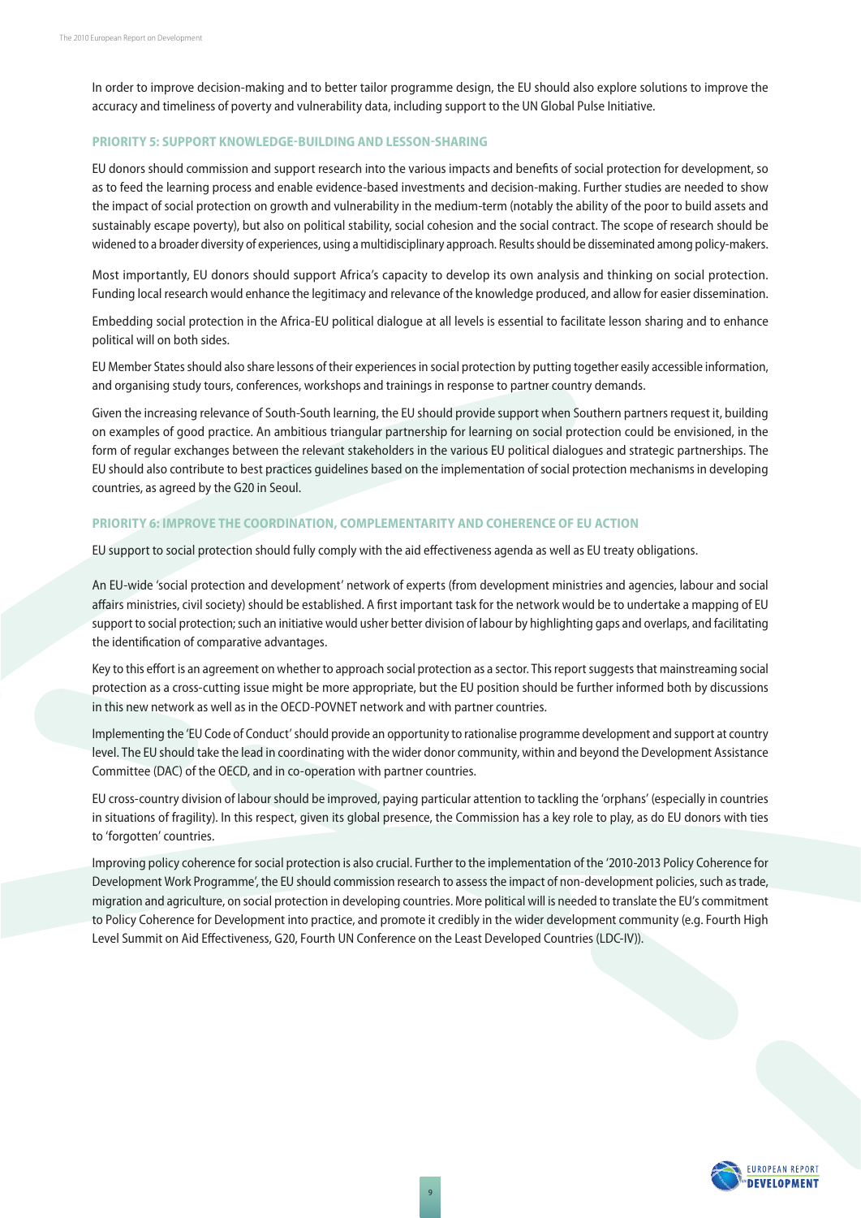In order to improve decision-making and to better tailor programme design, the EU should also explore solutions to improve the accuracy and timeliness of poverty and vulnerability data, including support to the UN Global Pulse Initiative.

### PRIORITY 5: SUPPORT KNOWLEDGE-BUILDING AND LESSON-SHARING

EU donors should commission and support research into the various impacts and benefits of social protection for development, so as to feed the learning process and enable evidence-based investments and decision-making. Further studies are needed to show the impact of social protection on growth and vulnerability in the medium-term (notably the ability of the poor to build assets and sustainably escape poverty), but also on political stability, social cohesion and the social contract. The scope of research should be widened to a broader diversity of experiences, using a multidisciplinary approach. Results should be disseminated among policy-makers.

Most importantly, EU donors should support Africa's capacity to develop its own analysis and thinking on social protection. Funding local research would enhance the legitimacy and relevance of the knowledge produced, and allow for easier dissemination.

Embedding social protection in the Africa-EU political dialogue at all levels is essential to facilitate lesson sharing and to enhance political will on both sides.

EU Member States should also share lessons of their experiences in social protection by putting together easily accessible information, and organising study tours, conferences, workshops and trainings in response to partner country demands.

Given the increasing relevance of South-South learning, the EU should provide support when Southern partners request it, building on examples of good practice. An ambitious triangular partnership for learning on social protection could be envisioned, in the form of regular exchanges between the relevant stakeholders in the various EU political dialogues and strategic partnerships. The EU should also contribute to best practices guidelines based on the implementation of social protection mechanisms in developing countries, as agreed by the G20 in Seoul.

### PRIORITY 6: IMPROVE THE COORDINATION, COMPLEMENTARITY AND COHERENCE OF EU ACTION

EU support to social protection should fully comply with the aid effectiveness agenda as well as EU treaty obligations.

An EU-wide 'social protection and development' network of experts (from development ministries and agencies, labour and social affairs ministries, civil society) should be established. A first important task for the network would be to undertake a mapping of EU support to social protection; such an initiative would usher better division of labour by highlighting gaps and overlaps, and facilitating the identification of comparative advantages.

Key to this effort is an agreement on whether to approach social protection as a sector. This report suggests that mainstreaming social protection as a cross-cutting issue might be more appropriate, but the EU position should be further informed both by discussions in this new network as well as in the OECD-POVNET network and with partner countries.

Implementing the 'EU Code of Conduct' should provide an opportunity to rationalise programme development and support at country level. The EU should take the lead in coordinating with the wider donor community, within and beyond the Development Assistance Committee (DAC) of the OECD, and in co-operation with partner countries.

EU cross-country division of labour should be improved, paying particular attention to tackling the 'orphans' (especially in countries in situations of fragility). In this respect, given its global presence, the Commission has a key role to play, as do EU donors with ties to 'forgotten' countries.

Improving policy coherence for social protection is also crucial. Further to the implementation of the '2010-2013 Policy Coherence for Development Work Programme', the EU should commission research to assess the impact of non-development policies, such as trade, migration and agriculture, on social protection in developing countries. More political will is needed to translate the EU's commitment to Policy Coherence for Development into practice, and promote it credibly in the wider development community (e.g. Fourth High Level Summit on Aid Effectiveness, G20, Fourth UN Conference on the Least Developed Countries (LDC-IV)).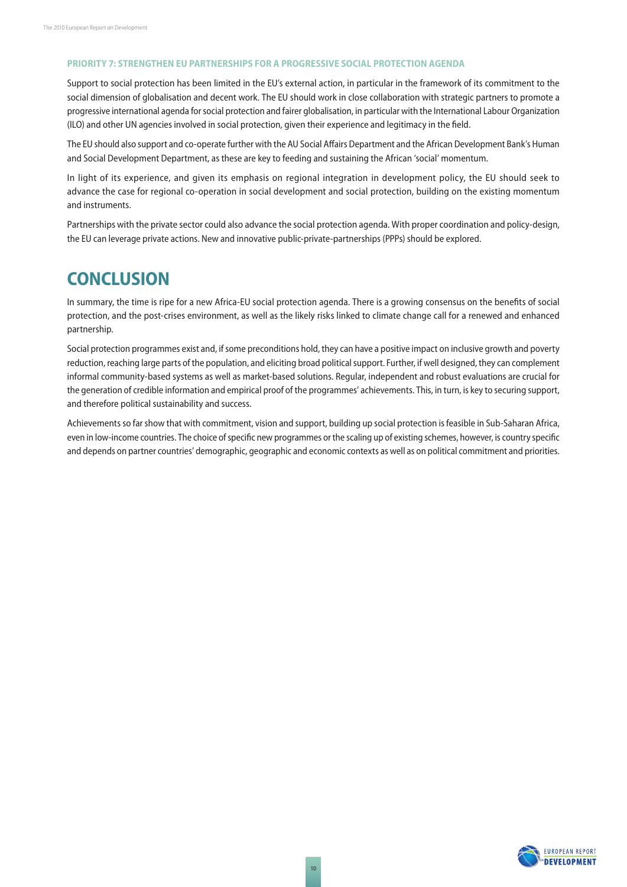### PRIORITY 7: STRENGTHEN EU PARTNERSHIPS FOR A PROGRESSIVE SOCIAL PROTECTION AGENDA

Support to social protection has been limited in the EU's external action, in particular in the framework of its commitment to the social dimension of globalisation and decent work. The EU should work in close collaboration with strategic partners to promote a progressive international agenda for social protection and fairer globalisation, in particular with the International Labour Organization (ILO) and other UN agencies involved in social protection, given their experience and legitimacy in the field.

The EU should also support and co-operate further with the AU Social Affairs Department and the African Development Bank's Human and Social Development Department, as these are key to feeding and sustaining the African 'social' momentum.

In light of its experience, and given its emphasis on regional integration in development policy, the EU should seek to advance the case for regional co-operation in social development and social protection, building on the existing momentum and instruments.

Partnerships with the private sector could also advance the social protection agenda. With proper coordination and policy-design, the EU can leverage private actions. New and innovative public-private-partnerships (PPPs) should be explored.

# CONCLUSION

In summary, the time is ripe for a new Africa-EU social protection agenda. There is a growing consensus on the benefits of social protection, and the post-crises environment, as well as the likely risks linked to climate change call for a renewed and enhanced partnership.

Social protection programmes exist and, if some preconditions hold, they can have a positive impact on inclusive growth and poverty reduction, reaching large parts of the population, and eliciting broad political support. Further, if well designed, they can complement informal community-based systems as well as market-based solutions. Regular, independent and robust evaluations are crucial for the generation of credible information and empirical proof of the programmes' achievements. This, in turn, is key to securing support, and therefore political sustainability and success.

Achievements so far show that with commitment, vision and support, building up social protection is feasible in Sub-Saharan Africa, even in low-income countries. The choice of specific new programmes or the scaling up of existing schemes, however, is country specific and depends on partner countries' demographic, geographic and economic contexts as well as on political commitment and priorities.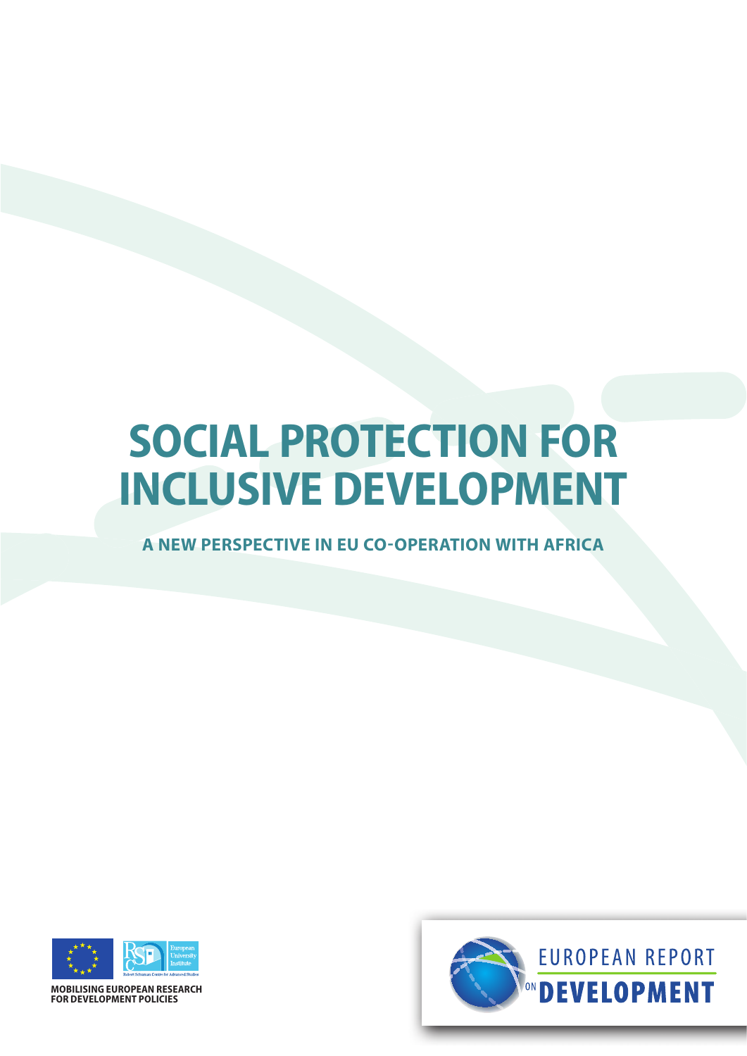# SOCIAL PROTECTION FOR INCLUSIVE DEVELOPMENT

**A NEW PERSPECTIVE IN EU CO-OPERATION WITH AFRICA**

**MOBILISING EUROPEAN RESEARCH FOR DEVELOPMENT POLICIES**

EUROPEAN REPORT ON DEVELOPMENT